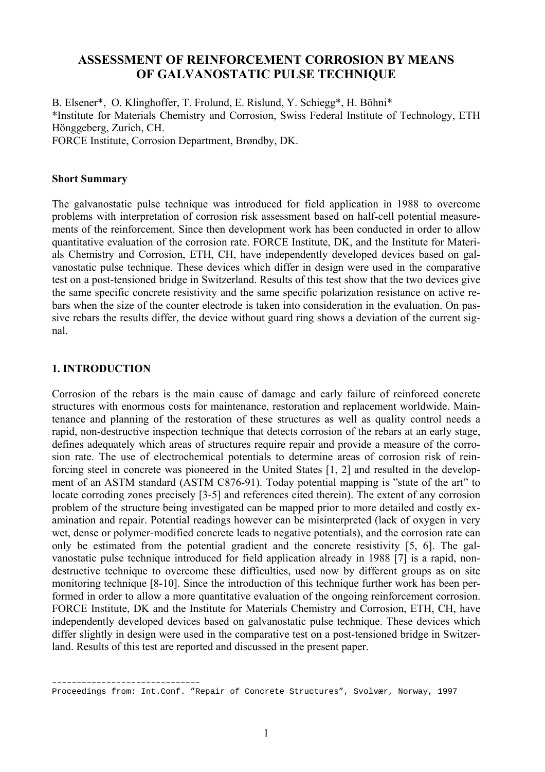# ASSESSMENT OF REINFORCEMENT CORROSION BY MEANS OF GALVANOSTATIC PULSE TECHNIQUE

B. Elsener*, O. Klinghoffer, T. Frolund, E. Rislund, Y. Schiegg*, H. Böhni*
*Institute for Materials Chemistry and Corrosion, Swiss Federal Institute of Technology, ETH Hönggeberg, Zurich, CH.
FORCE Institute, Corrosion Department, Brøndby, DK.

### Short Summary

The galvanostatic pulse technique was introduced for field application in 1988 to overcome problems with interpretation of corrosion risk assessment based on half-cell potential measurements of the reinforcement. Since then development work has been conducted in order to allow quantitative evaluation of the corrosion rate. FORCE Institute, DK, and the Institute for Materials Chemistry and Corrosion, ETH, CH, have independently developed devices based on galvanostatic pulse technique. These devices which differ in design were used in the comparative test on a post-tensioned bridge in Switzerland. Results of this test show that the two devices give the same specific concrete resistivity and the same specific polarization resistance on active rebars when the size of the counter electrode is taken into consideration in the evaluation. On passive rebars the results differ, the device without guard ring shows a deviation of the current signal.

## 1. INTRODUCTION

Corrosion of the rebars is the main cause of damage and early failure of reinforced concrete structures with enormous costs for maintenance, restoration and replacement worldwide. Maintenance and planning of the restoration of these structures as well as quality control needs a rapid, non-destructive inspection technique that detects corrosion of the rebars at an early stage, defines adequately which areas of structures require repair and provide a measure of the corrosion rate. The use of electrochemical potentials to determine areas of corrosion risk of reinforcing steel in concrete was pioneered in the United States [1, 2] and resulted in the development of an ASTM standard (ASTM C876-91). Today potential mapping is "state of the art" to locate corroding zones precisely [3-5] and references cited therein). The extent of any corrosion problem of the structure being investigated can be mapped prior to more detailed and costly examination and repair. Potential readings however can be misinterpreted (lack of oxygen in very wet, dense or polymer-modified concrete leads to negative potentials), and the corrosion rate can only be estimated from the potential gradient and the concrete resistivity [5, 6]. The galvanostatic pulse technique introduced for field application already in 1988 [7] is a rapid, non-destructive technique to overcome these difficulties, used now by different groups as on site monitoring technique [8-10]. Since the introduction of this technique further work has been performed in order to allow a more quantitative evaluation of the ongoing reinforcement corrosion. FORCE Institute, DK and the Institute for Materials Chemistry and Corrosion, ETH, CH, have independently developed devices based on galvanostatic pulse technique. These devices which differ slightly in design were used in the comparative test on a post-tensioned bridge in Switzerland. Results of this test are reported and discussed in the present paper.

---

Proceedings from: Int.Conf. "Repair of Concrete Structures", Svolvær, Norway, 1997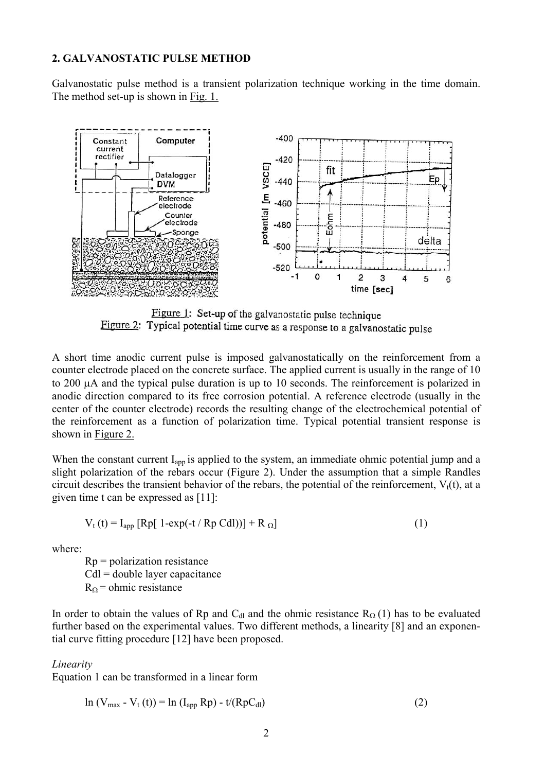## 2. GALVANOSTATIC PULSE METHOD

Galvanostatic pulse method is a transient polarization technique working in the time domain. The method set-up is shown in Fig. 1.

Constant current rectifier
Computer
Datalogger DVM
Reference electrode
Counter electrode
Sponge

-400
-420
-440
-460
-480
-500
-520
potential [m VSCE]
fit
Ep
Eohm
delta
-1 0 1 2 3 4 5 6
time [sec]

Figure 1: Set-up of the galvanostatic pulse technique
Figure 2: Typical potential time curve as a response to a galvanostatic pulse

A short time anodic current pulse is imposed galvanostatically on the reinforcement from a counter electrode placed on the concrete surface. The applied current is usually in the range of 10 to 200 μA and the typical pulse duration is up to 10 seconds. The reinforcement is polarized in anodic direction compared to its free corrosion potential. A reference electrode (usually in the center of the counter electrode) records the resulting change of the electrochemical potential of the reinforcement as a function of polarization time. Typical potential transient response is shown in Figure 2.

When the constant current $I_{app}$ is applied to the system, an immediate ohmic potential jump and a slight polarization of the rebars occur (Figure 2). Under the assumption that a simple Randles circuit describes the transient behavior of the rebars, the potential of the reinforcement, $V_t(t)$, at a given time t can be expressed as [11]:

$$V_t (t) = I_{app} [Rp[ 1\text{-}\exp(-t / Rp\, Cdl))] + R_{\Omega}] \qquad (1)$$

where:

Rp = polarization resistance
Cdl = double layer capacitance
$R_{\Omega}$ = ohmic resistance

In order to obtain the values of Rp and $C_{dl}$ and the ohmic resistance $R_{\Omega}$ (1) has to be evaluated further based on the experimental values. Two different methods, a linearity [8] and an exponential curve fitting procedure [12] have been proposed.

*Linearity*

Equation 1 can be transformed in a linear form

$$\ln (V_{max} - V_t (t)) = \ln (I_{app}\, Rp) - t/(RpC_{dl}) \qquad (2)$$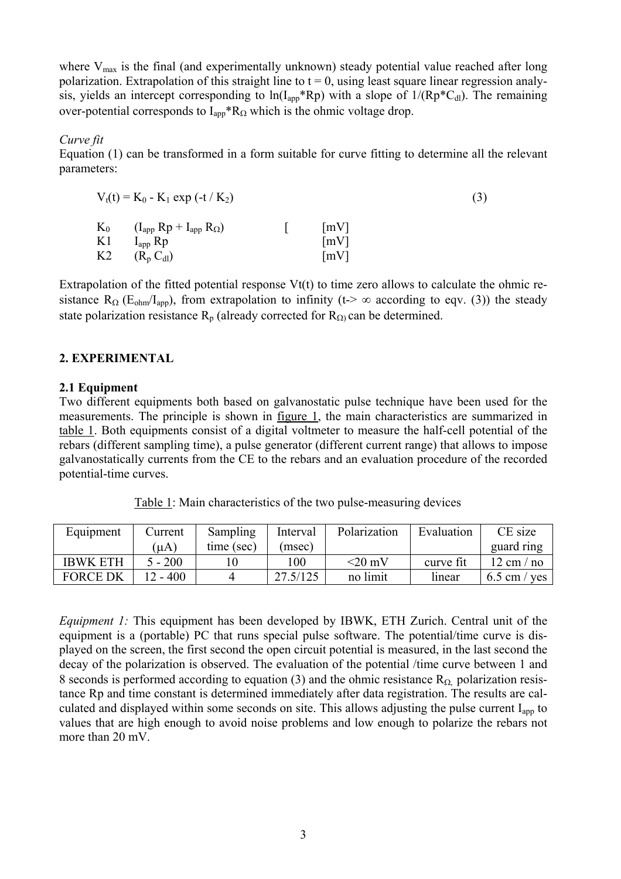where $V_{max}$ is the final (and experimentally unknown) steady potential value reached after long polarization. Extrapolation of this straight line to t = 0, using least square linear regression analysis, yields an intercept corresponding to $\ln(I_{app}*Rp)$ with a slope of $1/(Rp*C_{dl})$. The remaining over-potential corresponds to $I_{app}*R_{\Omega}$ which is the ohmic voltage drop.

*Curve fit*

Equation (1) can be transformed in a form suitable for curve fitting to determine all the relevant parameters:

$$V_t(t) = K_0 - K_1 \exp(-t / K_2) \tag{3}$$

| | | | |
|---|---|---|---|
| $K_0$ | $(I_{app}\, Rp + I_{app}\, R_{\Omega})$ | [ | [mV] |
| K1 | $I_{app}\, Rp$ | | [mV] |
| K2 | $(R_p\, C_{dl})$ | | [mV] |

Extrapolation of the fitted potential response Vt(t) to time zero allows to calculate the ohmic resistance $R_{\Omega}$ ($E_{ohm}/I_{app}$), from extrapolation to infinity (t-> $\infty$ according to eqv. (3)) the steady state polarization resistance $R_p$ (already corrected for $R_{\Omega}$) can be determined.

## 2. EXPERIMENTAL

### 2.1 Equipment

Two different equipments both based on galvanostatic pulse technique have been used for the measurements. The principle is shown in figure 1, the main characteristics are summarized in table 1. Both equipments consist of a digital voltmeter to measure the half-cell potential of the rebars (different sampling time), a pulse generator (different current range) that allows to impose galvanostatically currents from the CE to the rebars and an evaluation procedure of the recorded potential-time curves.

Table 1: Main characteristics of the two pulse-measuring devices

| Equipment | Current (μA) | Sampling time (sec) | Interval (msec) | Polarization | Evaluation | CE size guard ring |
|---|---|---|---|---|---|---|
| IBWK ETH | 5 - 200 | 10 | 100 | <20 mV | curve fit | 12 cm / no |
| FORCE DK | 12 - 400 | 4 | 27.5/125 | no limit | linear | 6.5 cm / yes |

*Equipment 1:* This equipment has been developed by IBWK, ETH Zurich. Central unit of the equipment is a (portable) PC that runs special pulse software. The potential/time curve is displayed on the screen, the first second the open circuit potential is measured, in the last second the decay of the polarization is observed. The evaluation of the potential /time curve between 1 and 8 seconds is performed according to equation (3) and the ohmic resistance $R_{\Omega}$, polarization resistance Rp and time constant is determined immediately after data registration. The results are calculated and displayed within some seconds on site. This allows adjusting the pulse current $I_{app}$ to values that are high enough to avoid noise problems and low enough to polarize the rebars not more than 20 mV.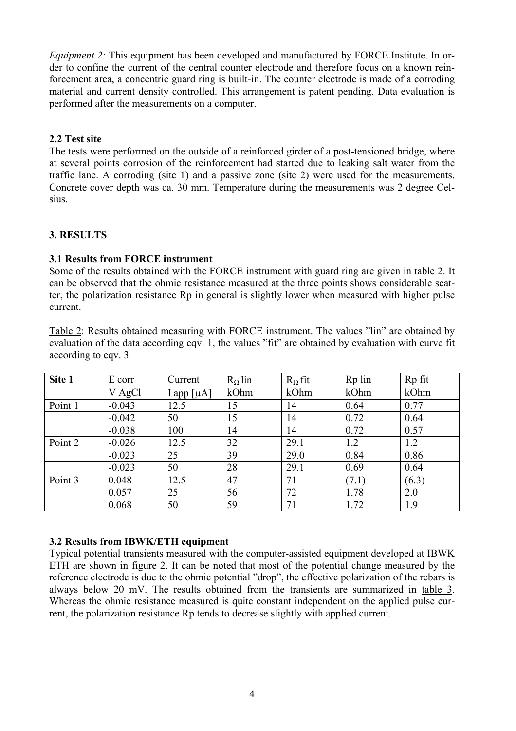*Equipment 2:* This equipment has been developed and manufactured by FORCE Institute. In order to confine the current of the central counter electrode and therefore focus on a known reinforcement area, a concentric guard ring is built-in. The counter electrode is made of a corroding material and current density controlled. This arrangement is patent pending. Data evaluation is performed after the measurements on a computer.

### 2.2 Test site

The tests were performed on the outside of a reinforced girder of a post-tensioned bridge, where at several points corrosion of the reinforcement had started due to leaking salt water from the traffic lane. A corroding (site 1) and a passive zone (site 2) were used for the measurements. Concrete cover depth was ca. 30 mm. Temperature during the measurements was 2 degree Celsius.

## 3. RESULTS

### 3.1 Results from FORCE instrument

Some of the results obtained with the FORCE instrument with guard ring are given in table 2. It can be observed that the ohmic resistance measured at the three points shows considerable scatter, the polarization resistance Rp in general is slightly lower when measured with higher pulse current.

Table 2: Results obtained measuring with FORCE instrument. The values "lin" are obtained by evaluation of the data according eqv. 1, the values "fit" are obtained by evaluation with curve fit according to eqv. 3

| **Site 1** | E corr | Current | $R_\Omega$ lin | $R_\Omega$ fit | Rp lin | Rp fit |
|---|---|---|---|---|---|---|
| | V AgCl | I app [μA] | kOhm | kOhm | kOhm | kOhm |
| Point 1 | -0.043 | 12.5 | 15 | 14 | 0.64 | 0.77 |
| | -0.042 | 50 | 15 | 14 | 0.72 | 0.64 |
| | -0.038 | 100 | 14 | 14 | 0.72 | 0.57 |
| Point 2 | -0.026 | 12.5 | 32 | 29.1 | 1.2 | 1.2 |
| | -0.023 | 25 | 39 | 29.0 | 0.84 | 0.86 |
| | -0.023 | 50 | 28 | 29.1 | 0.69 | 0.64 |
| Point 3 | 0.048 | 12.5 | 47 | 71 | (7.1) | (6.3) |
| | 0.057 | 25 | 56 | 72 | 1.78 | 2.0 |
| | 0.068 | 50 | 59 | 71 | 1.72 | 1.9 |

### 3.2 Results from IBWK/ETH equipment

Typical potential transients measured with the computer-assisted equipment developed at IBWK ETH are shown in figure 2. It can be noted that most of the potential change measured by the reference electrode is due to the ohmic potential "drop", the effective polarization of the rebars is always below 20 mV. The results obtained from the transients are summarized in table 3. Whereas the ohmic resistance measured is quite constant independent on the applied pulse current, the polarization resistance Rp tends to decrease slightly with applied current.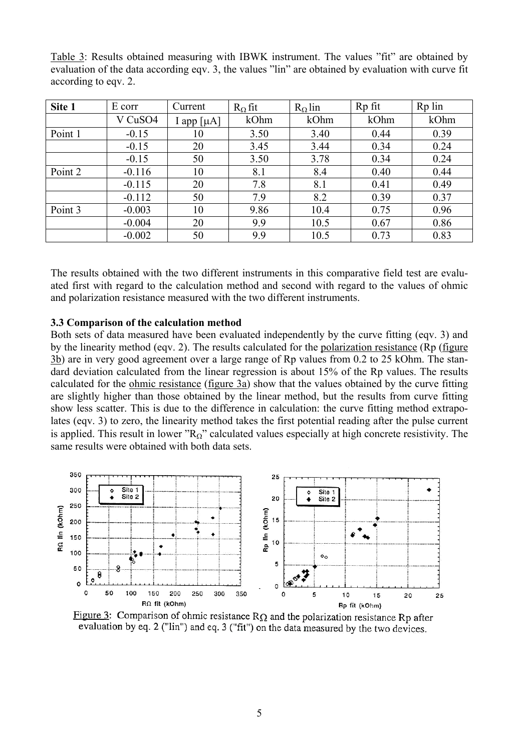Table 3: Results obtained measuring with IBWK instrument. The values "fit" are obtained by evaluation of the data according eqv. 3, the values "lin" are obtained by evaluation with curve fit according to eqv. 2.

| **Site 1** | E corr | Current | $R_\Omega$ fit | $R_\Omega$ lin | Rp fit | Rp lin |
|---|---|---|---|---|---|---|
| | V $CuSO_4$ | I app [μA] | kOhm | kOhm | kOhm | kOhm |
| Point 1 | -0.15 | 10 | 3.50 | 3.40 | 0.44 | 0.39 |
| | -0.15 | 20 | 3.45 | 3.44 | 0.34 | 0.24 |
| | -0.15 | 50 | 3.50 | 3.78 | 0.34 | 0.24 |
| Point 2 | -0.116 | 10 | 8.1 | 8.4 | 0.40 | 0.44 |
| | -0.115 | 20 | 7.8 | 8.1 | 0.41 | 0.49 |
| | -0.112 | 50 | 7.9 | 8.2 | 0.39 | 0.37 |
| Point 3 | -0.003 | 10 | 9.86 | 10.4 | 0.75 | 0.96 |
| | -0.004 | 20 | 9.9 | 10.5 | 0.67 | 0.86 |
| | -0.002 | 50 | 9.9 | 10.5 | 0.73 | 0.83 |

The results obtained with the two different instruments in this comparative field test are evaluated first with regard to the calculation method and second with regard to the values of ohmic and polarization resistance measured with the two different instruments.

### 3.3 Comparison of the calculation method

Both sets of data measured have been evaluated independently by the curve fitting (eqv. 3) and by the linearity method (eqv. 2). The results calculated for the polarization resistance (Rp (figure 3b) are in very good agreement over a large range of Rp values from 0.2 to 25 kOhm. The standard deviation calculated from the linear regression is about 15% of the Rp values. The results calculated for the ohmic resistance (figure 3a) show that the values obtained by the curve fitting are slightly higher than those obtained by the linear method, but the results from curve fitting show less scatter. This is due to the difference in calculation: the curve fitting method extrapolates (eqv. 3) to zero, the linearity method takes the first potential reading after the pulse current is applied. This result in lower "$R_\Omega$" calculated values especially at high concrete resistivity. The same results were obtained with both data sets.

RΩ lin (kOhm)
350
300
250
200
150
100
50
0
0 50 100 150 200 250 300 350
RΩ fit (kOhm)
◇ Site 1
◆ Site 2

Rp lin (kOhm)
25
20
15
10
5
0
0 5 10 15 20 25
Rp fit (kOhm)
◇ Site 1
◆ Site 2

Figure 3: Comparison of ohmic resistance RΩ and the polarization resistance Rp after evaluation by eq. 2 ("lin") and eq. 3 ("fit") on the data measured by the two devices.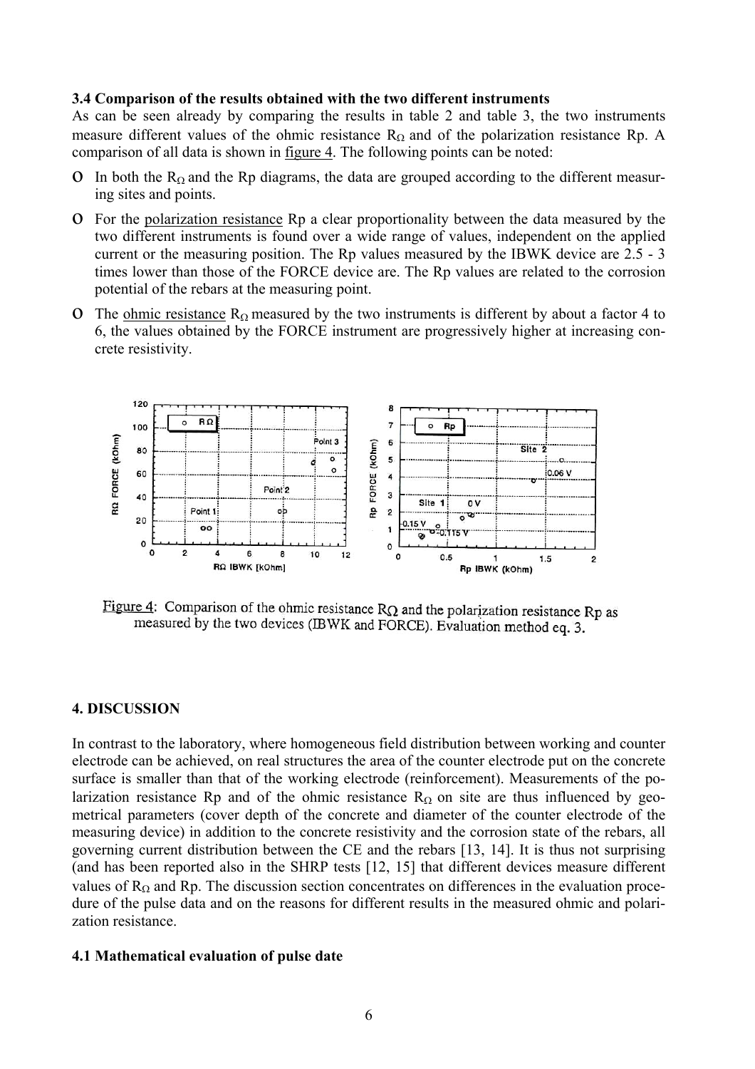### 3.4 Comparison of the results obtained with the two different instruments

As can be seen already by comparing the results in table 2 and table 3, the two instruments measure different values of the ohmic resistance $R_\Omega$ and of the polarization resistance Rp. A comparison of all data is shown in figure 4. The following points can be noted:

- In both the $R_\Omega$ and the Rp diagrams, the data are grouped according to the different measuring sites and points.
- For the polarization resistance Rp a clear proportionality between the data measured by the two different instruments is found over a wide range of values, independent on the applied current or the measuring position. The Rp values measured by the IBWK device are 2.5 - 3 times lower than those of the FORCE device are. The Rp values are related to the corrosion potential of the rebars at the measuring point.
- The ohmic resistance $R_\Omega$ measured by the two instruments is different by about a factor 4 to 6, the values obtained by the FORCE instrument are progressively higher at increasing concrete resistivity.

Figure 4: Comparison of the ohmic resistance $R\Omega$ and the polarization resistance Rp as measured by the two devices (IBWK and FORCE). Evaluation method eq. 3.

## 4. DISCUSSION

In contrast to the laboratory, where homogeneous field distribution between working and counter electrode can be achieved, on real structures the area of the counter electrode put on the concrete surface is smaller than that of the working electrode (reinforcement). Measurements of the polarization resistance Rp and of the ohmic resistance $R_\Omega$ on site are thus influenced by geometrical parameters (cover depth of the concrete and diameter of the counter electrode of the measuring device) in addition to the concrete resistivity and the corrosion state of the rebars, all governing current distribution between the CE and the rebars [13, 14]. It is thus not surprising (and has been reported also in the SHRP tests [12, 15] that different devices measure different values of $R_\Omega$ and Rp. The discussion section concentrates on differences in the evaluation procedure of the pulse data and on the reasons for different results in the measured ohmic and polarization resistance.

### 4.1 Mathematical evaluation of pulse date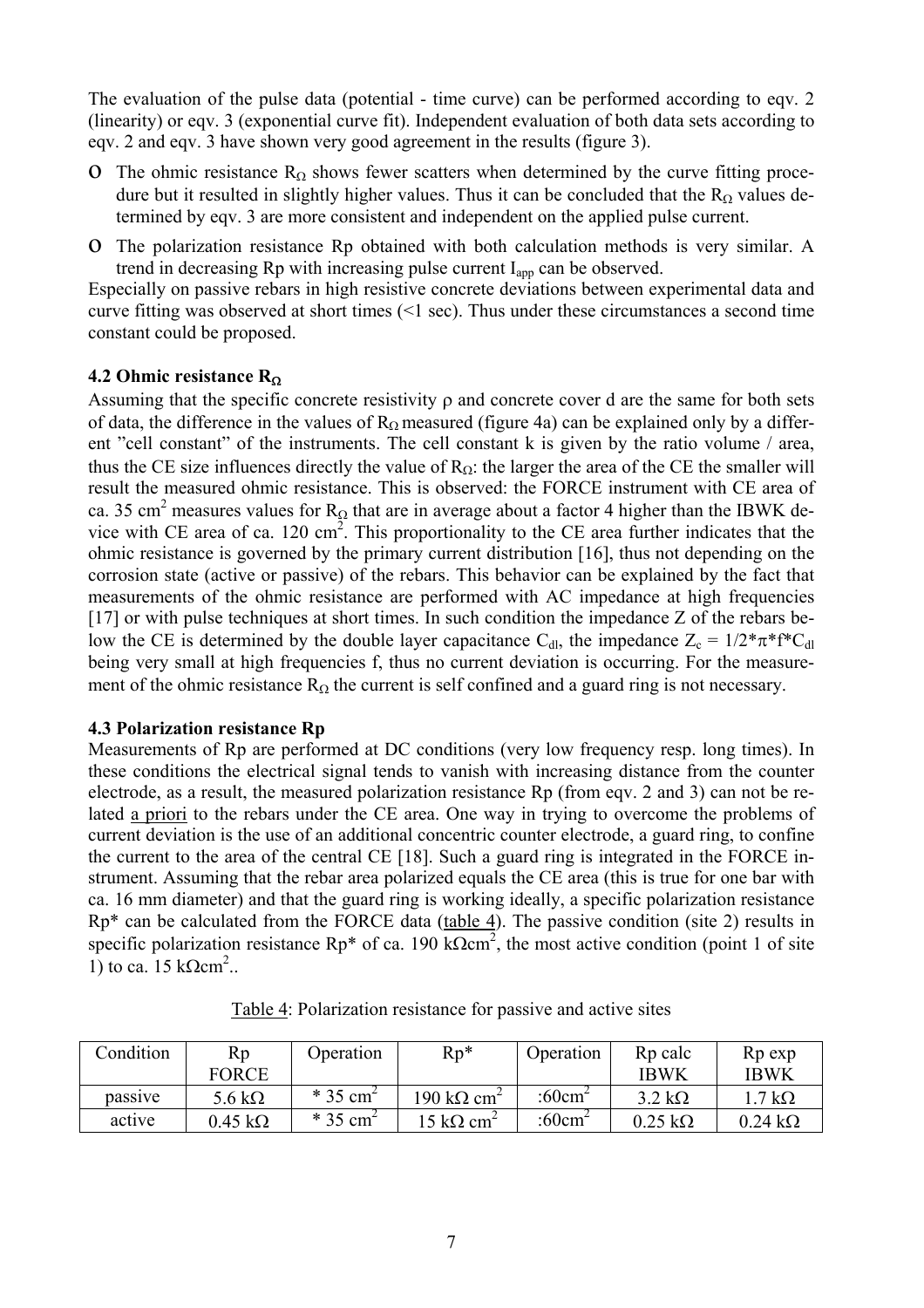The evaluation of the pulse data (potential - time curve) can be performed according to eqv. 2 (linearity) or eqv. 3 (exponential curve fit). Independent evaluation of both data sets according to eqv. 2 and eqv. 3 have shown very good agreement in the results (figure 3).

- The ohmic resistance $R_\Omega$ shows fewer scatters when determined by the curve fitting procedure but it resulted in slightly higher values. Thus it can be concluded that the $R_\Omega$ values determined by eqv. 3 are more consistent and independent on the applied pulse current.
- The polarization resistance Rp obtained with both calculation methods is very similar. A trend in decreasing Rp with increasing pulse current $I_{app}$ can be observed.

Especially on passive rebars in high resistive concrete deviations between experimental data and curve fitting was observed at short times (<1 sec). Thus under these circumstances a second time constant could be proposed.

### 4.2 Ohmic resistance $R_\Omega$

Assuming that the specific concrete resistivity ρ and concrete cover d are the same for both sets of data, the difference in the values of $R_\Omega$ measured (figure 4a) can be explained only by a different "cell constant" of the instruments. The cell constant k is given by the ratio volume / area, thus the CE size influences directly the value of $R_\Omega$: the larger the area of the CE the smaller will result the measured ohmic resistance. This is observed: the FORCE instrument with CE area of ca. 35 cm$^2$ measures values for $R_\Omega$ that are in average about a factor 4 higher than the IBWK device with CE area of ca. 120 cm$^2$. This proportionality to the CE area further indicates that the ohmic resistance is governed by the primary current distribution [16], thus not depending on the corrosion state (active or passive) of the rebars. This behavior can be explained by the fact that measurements of the ohmic resistance are performed with AC impedance at high frequencies [17] or with pulse techniques at short times. In such condition the impedance Z of the rebars below the CE is determined by the double layer capacitance $C_{dl}$, the impedance $Z_c = 1/2*\pi*f*C_{dl}$ being very small at high frequencies f, thus no current deviation is occurring. For the measurement of the ohmic resistance $R_\Omega$ the current is self confined and a guard ring is not necessary.

### 4.3 Polarization resistance Rp

Measurements of Rp are performed at DC conditions (very low frequency resp. long times). In these conditions the electrical signal tends to vanish with increasing distance from the counter electrode, as a result, the measured polarization resistance Rp (from eqv. 2 and 3) can not be related a priori to the rebars under the CE area. One way in trying to overcome the problems of current deviation is the use of an additional concentric counter electrode, a guard ring, to confine the current to the area of the central CE [18]. Such a guard ring is integrated in the FORCE instrument. Assuming that the rebar area polarized equals the CE area (this is true for one bar with ca. 16 mm diameter) and that the guard ring is working ideally, a specific polarization resistance Rp* can be calculated from the FORCE data (table 4). The passive condition (site 2) results in specific polarization resistance Rp* of ca. 190 kΩcm$^2$, the most active condition (point 1 of site 1) to ca. 15 kΩcm$^2$..

Table 4: Polarization resistance for passive and active sites

| Condition | Rp FORCE | Operation | Rp* | Operation | Rp calc IBWK | Rp exp IBWK |
|---|---|---|---|---|---|---|
| passive | 5.6 kΩ | * 35 cm$^2$ | 190 kΩ cm$^2$ | :60cm$^2$ | 3.2 kΩ | 1.7 kΩ |
| active | 0.45 kΩ | * 35 cm$^2$ | 15 kΩ cm$^2$ | :60cm$^2$ | 0.25 kΩ | 0.24 kΩ |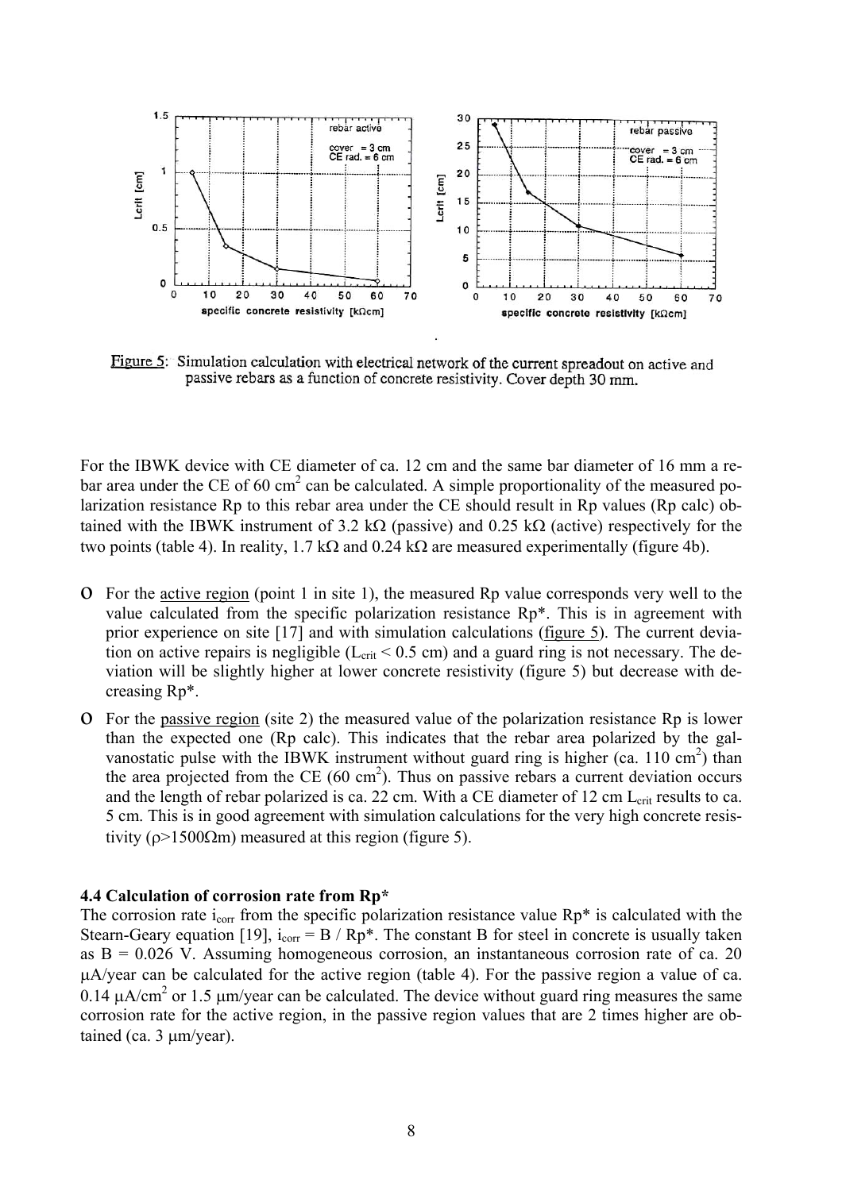rebar active

cover = 3 cm
CE rad. = 6 cm

Lcrit [cm]

1.5
1
0.5
0

0 10 20 30 40 50 60 70

specific concrete resistivity [kΩcm]

rebar passive

cover = 3 cm
CE rad. = 6 cm

Lcrit [cm]

30
25
20
15
10
5
0

0 10 20 30 40 50 60 70

specific concrete resistivity [kΩcm]

Figure 5: Simulation calculation with electrical network of the current spreadout on active and passive rebars as a function of concrete resistivity. Cover depth 30 mm.

For the IBWK device with CE diameter of ca. 12 cm and the same bar diameter of 16 mm a rebar area under the CE of 60 $cm^2$ can be calculated. A simple proportionality of the measured polarization resistance Rp to this rebar area under the CE should result in Rp values (Rp calc) obtained with the IBWK instrument of 3.2 kΩ (passive) and 0.25 kΩ (active) respectively for the two points (table 4). In reality, 1.7 kΩ and 0.24 kΩ are measured experimentally (figure 4b).

- For the active region (point 1 in site 1), the measured Rp value corresponds very well to the value calculated from the specific polarization resistance Rp*. This is in agreement with prior experience on site [17] and with simulation calculations (figure 5). The current deviation on active repairs is negligible ($L_{crit}$ < 0.5 cm) and a guard ring is not necessary. The deviation will be slightly higher at lower concrete resistivity (figure 5) but decrease with decreasing Rp*.
- For the passive region (site 2) the measured value of the polarization resistance Rp is lower than the expected one (Rp calc). This indicates that the rebar area polarized by the galvanostatic pulse with the IBWK instrument without guard ring is higher (ca. 110 $cm^2$) than the area projected from the CE (60 $cm^2$). Thus on passive rebars a current deviation occurs and the length of rebar polarized is ca. 22 cm. With a CE diameter of 12 cm $L_{crit}$ results to ca. 5 cm. This is in good agreement with simulation calculations for the very high concrete resistivity ($\rho$>1500Ωm) measured at this region (figure 5).

### 4.4 Calculation of corrosion rate from Rp*

The corrosion rate $i_{corr}$ from the specific polarization resistance value Rp* is calculated with the Stearn-Geary equation [19], $i_{corr} = B / Rp^*$. The constant B for steel in concrete is usually taken as B = 0.026 V. Assuming homogeneous corrosion, an instantaneous corrosion rate of ca. 20 μA/year can be calculated for the active region (table 4). For the passive region a value of ca. 0.14 μA/$cm^2$ or 1.5 μm/year can be calculated. The device without guard ring measures the same corrosion rate for the active region, in the passive region values that are 2 times higher are obtained (ca. 3 μm/year).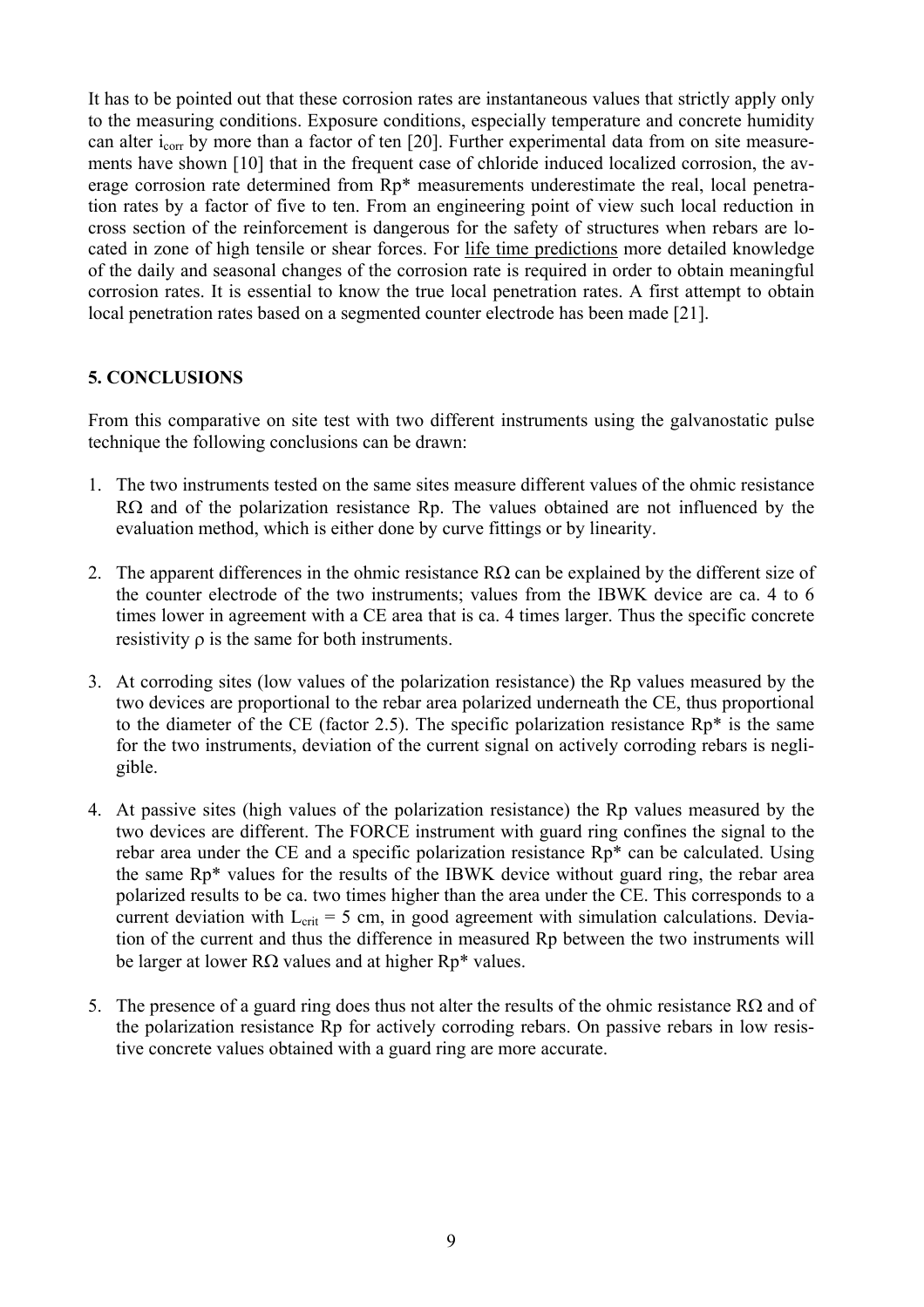It has to be pointed out that these corrosion rates are instantaneous values that strictly apply only to the measuring conditions. Exposure conditions, especially temperature and concrete humidity can alter $i_{corr}$ by more than a factor of ten [20]. Further experimental data from on site measurements have shown [10] that in the frequent case of chloride induced localized corrosion, the average corrosion rate determined from Rp* measurements underestimate the real, local penetration rates by a factor of five to ten. From an engineering point of view such local reduction in cross section of the reinforcement is dangerous for the safety of structures when rebars are located in zone of high tensile or shear forces. For <u>life time predictions</u> more detailed knowledge of the daily and seasonal changes of the corrosion rate is required in order to obtain meaningful corrosion rates. It is essential to know the true local penetration rates. A first attempt to obtain local penetration rates based on a segmented counter electrode has been made [21].

## 5. CONCLUSIONS

From this comparative on site test with two different instruments using the galvanostatic pulse technique the following conclusions can be drawn:

1. The two instruments tested on the same sites measure different values of the ohmic resistance $R\Omega$ and of the polarization resistance Rp. The values obtained are not influenced by the evaluation method, which is either done by curve fittings or by linearity.

2. The apparent differences in the ohmic resistance $R\Omega$ can be explained by the different size of the counter electrode of the two instruments; values from the IBWK device are ca. 4 to 6 times lower in agreement with a CE area that is ca. 4 times larger. Thus the specific concrete resistivity $\rho$ is the same for both instruments.

3. At corroding sites (low values of the polarization resistance) the Rp values measured by the two devices are proportional to the rebar area polarized underneath the CE, thus proportional to the diameter of the CE (factor 2.5). The specific polarization resistance Rp* is the same for the two instruments, deviation of the current signal on actively corroding rebars is negligible.

4. At passive sites (high values of the polarization resistance) the Rp values measured by the two devices are different. The FORCE instrument with guard ring confines the signal to the rebar area under the CE and a specific polarization resistance Rp* can be calculated. Using the same Rp* values for the results of the IBWK device without guard ring, the rebar area polarized results to be ca. two times higher than the area under the CE. This corresponds to a current deviation with $L_{crit}$ = 5 cm, in good agreement with simulation calculations. Deviation of the current and thus the difference in measured Rp between the two instruments will be larger at lower $R\Omega$ values and at higher Rp* values.

5. The presence of a guard ring does thus not alter the results of the ohmic resistance $R\Omega$ and of the polarization resistance Rp for actively corroding rebars. On passive rebars in low resistive concrete values obtained with a guard ring are more accurate.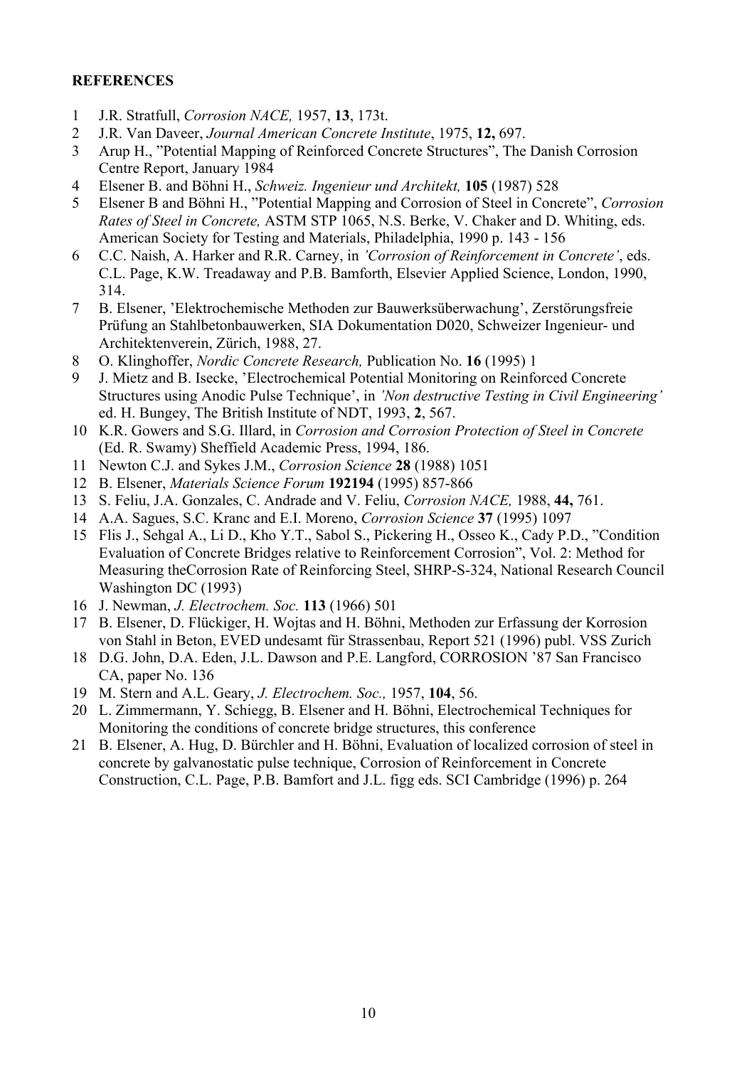**REFERENCES**

1. J.R. Stratfull, *Corrosion NACE,* 1957, **13**, 173t.
2. J.R. Van Daveer, *Journal American Concrete Institute*, 1975, **12,** 697.
3. Arup H., "Potential Mapping of Reinforced Concrete Structures", The Danish Corrosion Centre Report, January 1984
4. Elsener B. and Böhni H., *Schweiz. Ingenieur und Architekt,* **105** (1987) 528
5. Elsener B and Böhni H., "Potential Mapping and Corrosion of Steel in Concrete", *Corrosion Rates of Steel in Concrete,* ASTM STP 1065, N.S. Berke, V. Chaker and D. Whiting, eds. American Society for Testing and Materials, Philadelphia, 1990 p. 143 - 156
6. C.C. Naish, A. Harker and R.R. Carney, in *'Corrosion of Reinforcement in Concrete'*, eds. C.L. Page, K.W. Treadaway and P.B. Bamforth, Elsevier Applied Science, London, 1990, 314.
7. B. Elsener, 'Elektrochemische Methoden zur Bauwerksüberwachung', Zerstörungsfreie Prüfung an Stahlbetonbauwerken, SIA Dokumentation D020, Schweizer Ingenieur- und Architektenverein, Zürich, 1988, 27.
8. O. Klinghoffer, *Nordic Concrete Research,* Publication No. **16** (1995) 1
9. J. Mietz and B. Isecke, 'Electrochemical Potential Monitoring on Reinforced Concrete Structures using Anodic Pulse Technique', in *'Non destructive Testing in Civil Engineering'* ed. H. Bungey, The British Institute of NDT, 1993, **2**, 567.
10. K.R. Gowers and S.G. Illard, in *Corrosion and Corrosion Protection of Steel in Concrete* (Ed. R. Swamy) Sheffield Academic Press, 1994, 186.
11. Newton C.J. and Sykes J.M., *Corrosion Science* **28** (1988) 1051
12. B. Elsener, *Materials Science Forum* **192194** (1995) 857-866
13. S. Feliu, J.A. Gonzales, C. Andrade and V. Feliu, *Corrosion NACE,* 1988, **44,** 761.
14. A.A. Sagues, S.C. Kranc and E.I. Moreno, *Corrosion Science* **37** (1995) 1097
15. Flis J., Sehgal A., Li D., Kho Y.T., Sabol S., Pickering H., Osseo K., Cady P.D., "Condition Evaluation of Concrete Bridges relative to Reinforcement Corrosion", Vol. 2: Method for Measuring theCorrosion Rate of Reinforcing Steel, SHRP-S-324, National Research Council Washington DC (1993)
16. J. Newman, *J. Electrochem. Soc.* **113** (1966) 501
17. B. Elsener, D. Flückiger, H. Wojtas and H. Böhni, Methoden zur Erfassung der Korrosion von Stahl in Beton, EVED undesamt für Strassenbau, Report 521 (1996) publ. VSS Zurich
18. D.G. John, D.A. Eden, J.L. Dawson and P.E. Langford, CORROSION '87 San Francisco CA, paper No. 136
19. M. Stern and A.L. Geary, *J. Electrochem. Soc.,* 1957, **104**, 56.
20. L. Zimmermann, Y. Schiegg, B. Elsener and H. Böhni, Electrochemical Techniques for Monitoring the conditions of concrete bridge structures, this conference
21. B. Elsener, A. Hug, D. Bürchler and H. Böhni, Evaluation of localized corrosion of steel in concrete by galvanostatic pulse technique, Corrosion of Reinforcement in Concrete Construction, C.L. Page, P.B. Bamfort and J.L. figg eds. SCI Cambridge (1996) p. 264